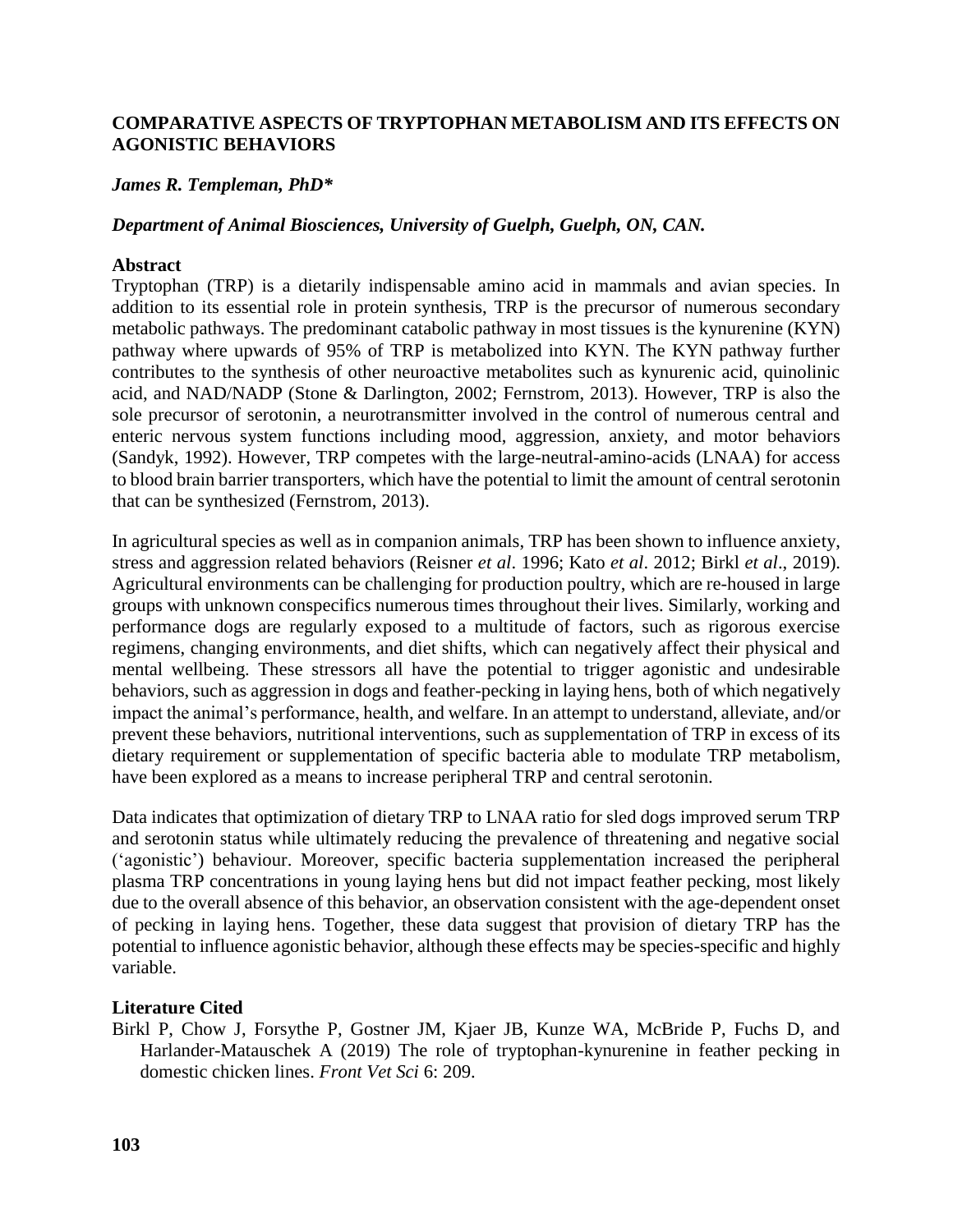# COMPARATIVE ASPECTS OF TRYPTOPHAN METABOLISM AND ITS EFFECTS ON AGONISTIC BEHAVIORS

***James R. Templeman, PhD****

***Department of Animal Biosciences, University of Guelph, Guelph, ON, CAN.***

## Abstract

Tryptophan (TRP) is a dietarily indispensable amino acid in mammals and avian species. In addition to its essential role in protein synthesis, TRP is the precursor of numerous secondary metabolic pathways. The predominant catabolic pathway in most tissues is the kynurenine (KYN) pathway where upwards of 95% of TRP is metabolized into KYN. The KYN pathway further contributes to the synthesis of other neuroactive metabolites such as kynurenic acid, quinolinic acid, and NAD/NADP (Stone & Darlington, 2002; Fernstrom, 2013). However, TRP is also the sole precursor of serotonin, a neurotransmitter involved in the control of numerous central and enteric nervous system functions including mood, aggression, anxiety, and motor behaviors (Sandyk, 1992). However, TRP competes with the large-neutral-amino-acids (LNAA) for access to blood brain barrier transporters, which have the potential to limit the amount of central serotonin that can be synthesized (Fernstrom, 2013).

In agricultural species as well as in companion animals, TRP has been shown to influence anxiety, stress and aggression related behaviors (Reisner *et al*. 1996; Kato *et al*. 2012; Birkl *et al*., 2019). Agricultural environments can be challenging for production poultry, which are re-housed in large groups with unknown conspecifics numerous times throughout their lives. Similarly, working and performance dogs are regularly exposed to a multitude of factors, such as rigorous exercise regimens, changing environments, and diet shifts, which can negatively affect their physical and mental wellbeing. These stressors all have the potential to trigger agonistic and undesirable behaviors, such as aggression in dogs and feather-pecking in laying hens, both of which negatively impact the animal's performance, health, and welfare. In an attempt to understand, alleviate, and/or prevent these behaviors, nutritional interventions, such as supplementation of TRP in excess of its dietary requirement or supplementation of specific bacteria able to modulate TRP metabolism, have been explored as a means to increase peripheral TRP and central serotonin.

Data indicates that optimization of dietary TRP to LNAA ratio for sled dogs improved serum TRP and serotonin status while ultimately reducing the prevalence of threatening and negative social ('agonistic') behaviour. Moreover, specific bacteria supplementation increased the peripheral plasma TRP concentrations in young laying hens but did not impact feather pecking, most likely due to the overall absence of this behavior, an observation consistent with the age-dependent onset of pecking in laying hens. Together, these data suggest that provision of dietary TRP has the potential to influence agonistic behavior, although these effects may be species-specific and highly variable.

## Literature Cited

Birkl P, Chow J, Forsythe P, Gostner JM, Kjaer JB, Kunze WA, McBride P, Fuchs D, and Harlander-Matauschek A (2019) The role of tryptophan-kynurenine in feather pecking in domestic chicken lines. *Front Vet Sci* 6: 209.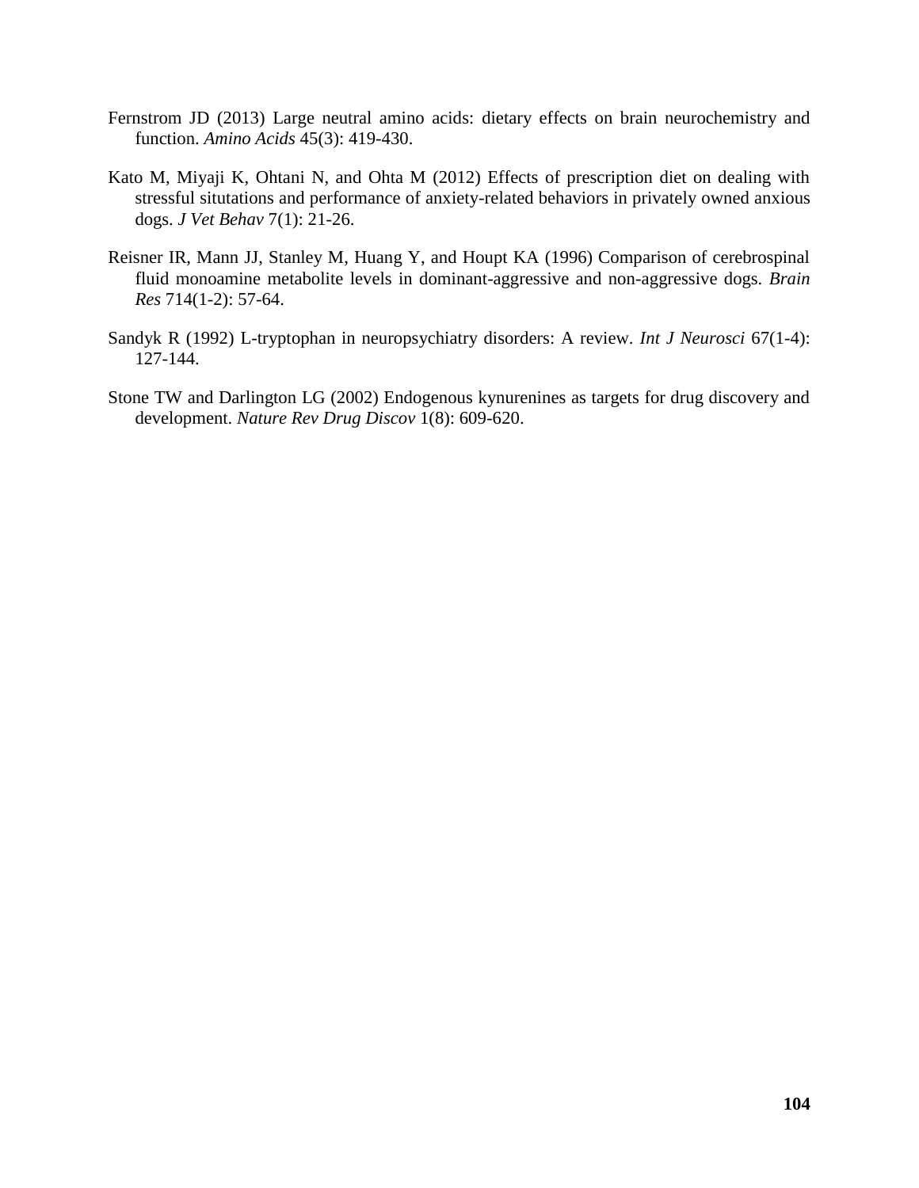Fernstrom JD (2013) Large neutral amino acids: dietary effects on brain neurochemistry and function. *Amino Acids* 45(3): 419-430.

Kato M, Miyaji K, Ohtani N, and Ohta M (2012) Effects of prescription diet on dealing with stressful situtations and performance of anxiety-related behaviors in privately owned anxious dogs. *J Vet Behav* 7(1): 21-26.

Reisner IR, Mann JJ, Stanley M, Huang Y, and Houpt KA (1996) Comparison of cerebrospinal fluid monoamine metabolite levels in dominant-aggressive and non-aggressive dogs. *Brain Res* 714(1-2): 57-64.

Sandyk R (1992) L-tryptophan in neuropsychiatry disorders: A review. *Int J Neurosci* 67(1-4): 127-144.

Stone TW and Darlington LG (2002) Endogenous kynurenines as targets for drug discovery and development. *Nature Rev Drug Discov* 1(8): 609-620.